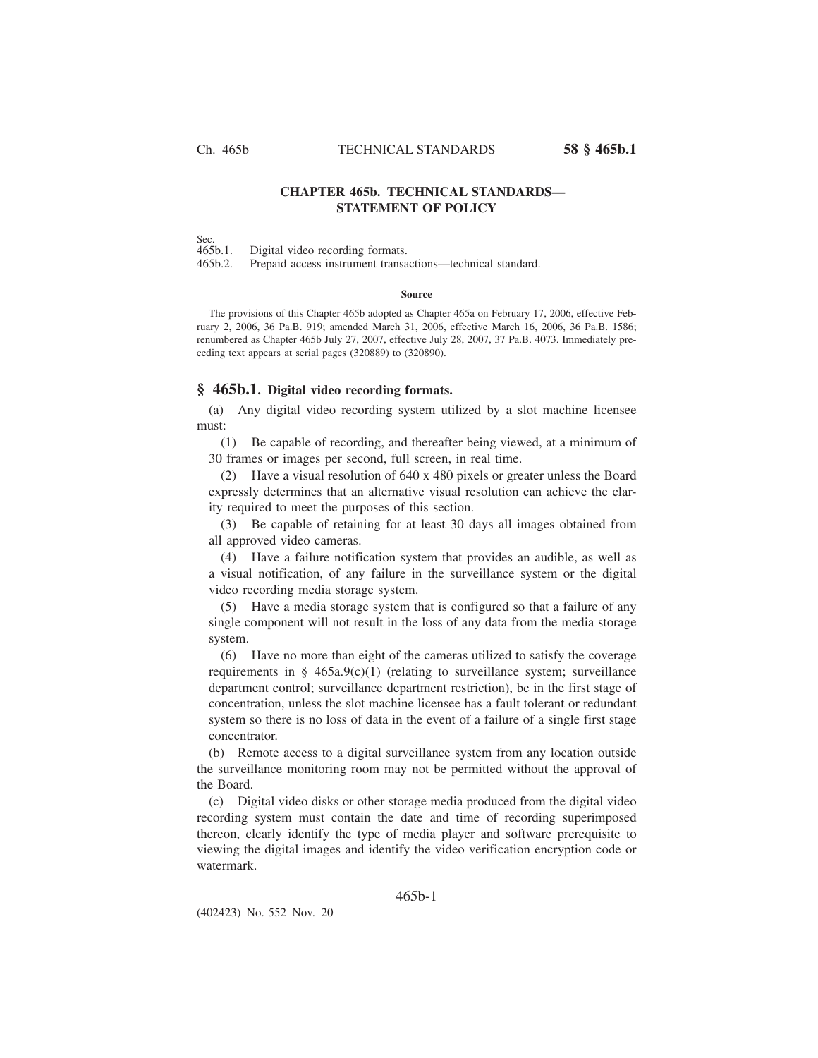# CHAPTER 465b. TECHNICAL STANDARDS—STATEMENT OF POLICY

Sec.
465b.1. Digital video recording formats.
465b.2. Prepaid access instrument transactions—technical standard.

**Source**

The provisions of this Chapter 465b adopted as Chapter 465a on February 17, 2006, effective February 2, 2006, 36 Pa.B. 919; amended March 31, 2006, effective March 16, 2006, 36 Pa.B. 1586; renumbered as Chapter 465b July 27, 2007, effective July 28, 2007, 37 Pa.B. 4073. Immediately preceding text appears at serial pages (320889) to (320890).

## § 465b.1. Digital video recording formats.

(a) Any digital video recording system utilized by a slot machine licensee must:

(1) Be capable of recording, and thereafter being viewed, at a minimum of 30 frames or images per second, full screen, in real time.

(2) Have a visual resolution of 640 x 480 pixels or greater unless the Board expressly determines that an alternative visual resolution can achieve the clarity required to meet the purposes of this section.

(3) Be capable of retaining for at least 30 days all images obtained from all approved video cameras.

(4) Have a failure notification system that provides an audible, as well as a visual notification, of any failure in the surveillance system or the digital video recording media storage system.

(5) Have a media storage system that is configured so that a failure of any single component will not result in the loss of any data from the media storage system.

(6) Have no more than eight of the cameras utilized to satisfy the coverage requirements in § 465a.9(c)(1) (relating to surveillance system; surveillance department control; surveillance department restriction), be in the first stage of concentration, unless the slot machine licensee has a fault tolerant or redundant system so there is no loss of data in the event of a failure of a single first stage concentrator.

(b) Remote access to a digital surveillance system from any location outside the surveillance monitoring room may not be permitted without the approval of the Board.

(c) Digital video disks or other storage media produced from the digital video recording system must contain the date and time of recording superimposed thereon, clearly identify the type of media player and software prerequisite to viewing the digital images and identify the video verification encryption code or watermark.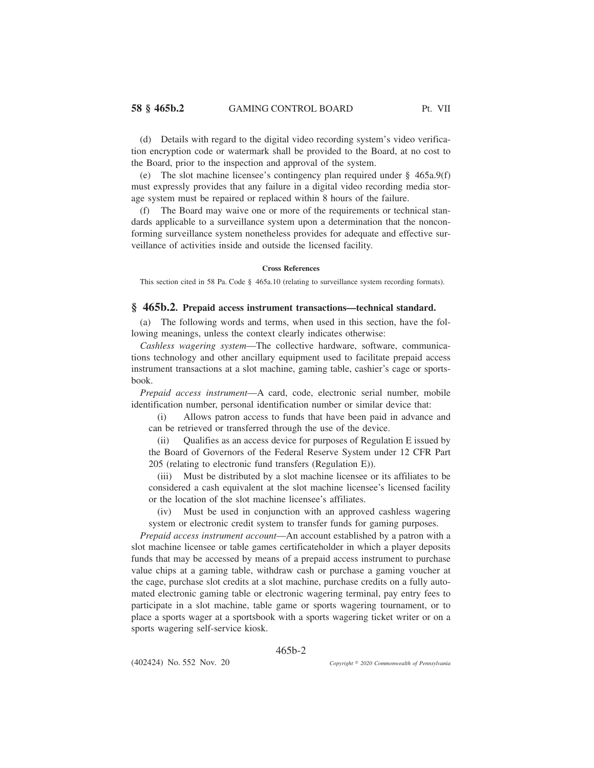(d) Details with regard to the digital video recording system's video verification encryption code or watermark shall be provided to the Board, at no cost to the Board, prior to the inspection and approval of the system.

(e) The slot machine licensee's contingency plan required under § 465a.9(f) must expressly provides that any failure in a digital video recording media storage system must be repaired or replaced within 8 hours of the failure.

(f) The Board may waive one or more of the requirements or technical standards applicable to a surveillance system upon a determination that the nonconforming surveillance system nonetheless provides for adequate and effective surveillance of activities inside and outside the licensed facility.

#### Cross References

This section cited in 58 Pa. Code § 465a.10 (relating to surveillance system recording formats).

## § 465b.2. Prepaid access instrument transactions—technical standard.

(a) The following words and terms, when used in this section, have the following meanings, unless the context clearly indicates otherwise:

*Cashless wagering system*—The collective hardware, software, communications technology and other ancillary equipment used to facilitate prepaid access instrument transactions at a slot machine, gaming table, cashier's cage or sportsbook.

*Prepaid access instrument*—A card, code, electronic serial number, mobile identification number, personal identification number or similar device that:

(i) Allows patron access to funds that have been paid in advance and can be retrieved or transferred through the use of the device.

(ii) Qualifies as an access device for purposes of Regulation E issued by the Board of Governors of the Federal Reserve System under 12 CFR Part 205 (relating to electronic fund transfers (Regulation E)).

(iii) Must be distributed by a slot machine licensee or its affiliates to be considered a cash equivalent at the slot machine licensee's licensed facility or the location of the slot machine licensee's affiliates.

(iv) Must be used in conjunction with an approved cashless wagering system or electronic credit system to transfer funds for gaming purposes.

*Prepaid access instrument account*—An account established by a patron with a slot machine licensee or table games certificateholder in which a player deposits funds that may be accessed by means of a prepaid access instrument to purchase value chips at a gaming table, withdraw cash or purchase a gaming voucher at the cage, purchase slot credits at a slot machine, purchase credits on a fully automated electronic gaming table or electronic wagering terminal, pay entry fees to participate in a slot machine, table game or sports wagering tournament, or to place a sports wager at a sportsbook with a sports wagering ticket writer or on a sports wagering self-service kiosk.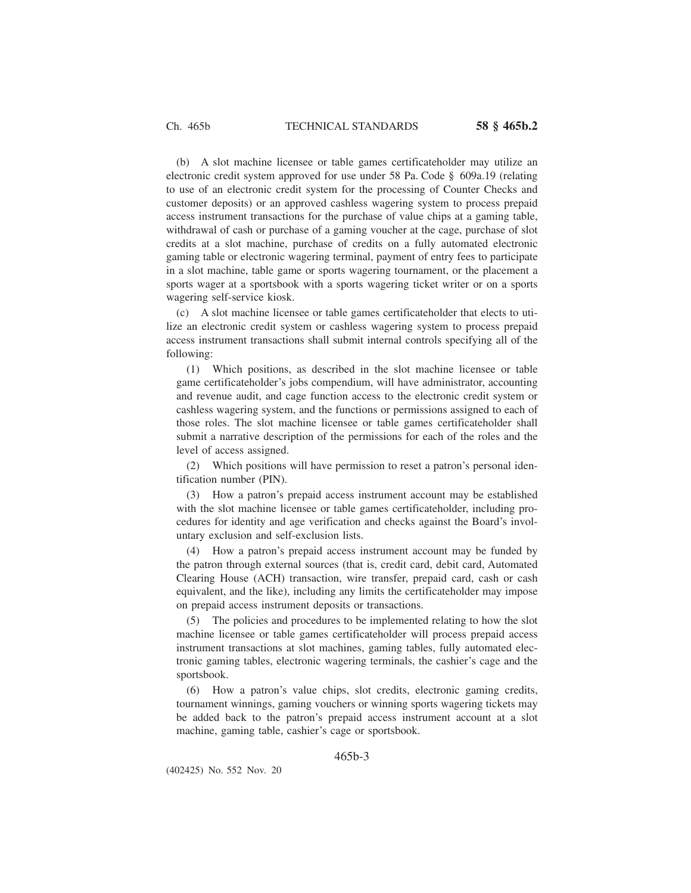(b) A slot machine licensee or table games certificateholder may utilize an electronic credit system approved for use under 58 Pa. Code § 609a.19 (relating to use of an electronic credit system for the processing of Counter Checks and customer deposits) or an approved cashless wagering system to process prepaid access instrument transactions for the purchase of value chips at a gaming table, withdrawal of cash or purchase of a gaming voucher at the cage, purchase of slot credits at a slot machine, purchase of credits on a fully automated electronic gaming table or electronic wagering terminal, payment of entry fees to participate in a slot machine, table game or sports wagering tournament, or the placement a sports wager at a sportsbook with a sports wagering ticket writer or on a sports wagering self-service kiosk.

(c) A slot machine licensee or table games certificateholder that elects to utilize an electronic credit system or cashless wagering system to process prepaid access instrument transactions shall submit internal controls specifying all of the following:

(1) Which positions, as described in the slot machine licensee or table game certificateholder's jobs compendium, will have administrator, accounting and revenue audit, and cage function access to the electronic credit system or cashless wagering system, and the functions or permissions assigned to each of those roles. The slot machine licensee or table games certificateholder shall submit a narrative description of the permissions for each of the roles and the level of access assigned.

(2) Which positions will have permission to reset a patron's personal identification number (PIN).

(3) How a patron's prepaid access instrument account may be established with the slot machine licensee or table games certificateholder, including procedures for identity and age verification and checks against the Board's involuntary exclusion and self-exclusion lists.

(4) How a patron's prepaid access instrument account may be funded by the patron through external sources (that is, credit card, debit card, Automated Clearing House (ACH) transaction, wire transfer, prepaid card, cash or cash equivalent, and the like), including any limits the certificateholder may impose on prepaid access instrument deposits or transactions.

(5) The policies and procedures to be implemented relating to how the slot machine licensee or table games certificateholder will process prepaid access instrument transactions at slot machines, gaming tables, fully automated electronic gaming tables, electronic wagering terminals, the cashier's cage and the sportsbook.

(6) How a patron's value chips, slot credits, electronic gaming credits, tournament winnings, gaming vouchers or winning sports wagering tickets may be added back to the patron's prepaid access instrument account at a slot machine, gaming table, cashier's cage or sportsbook.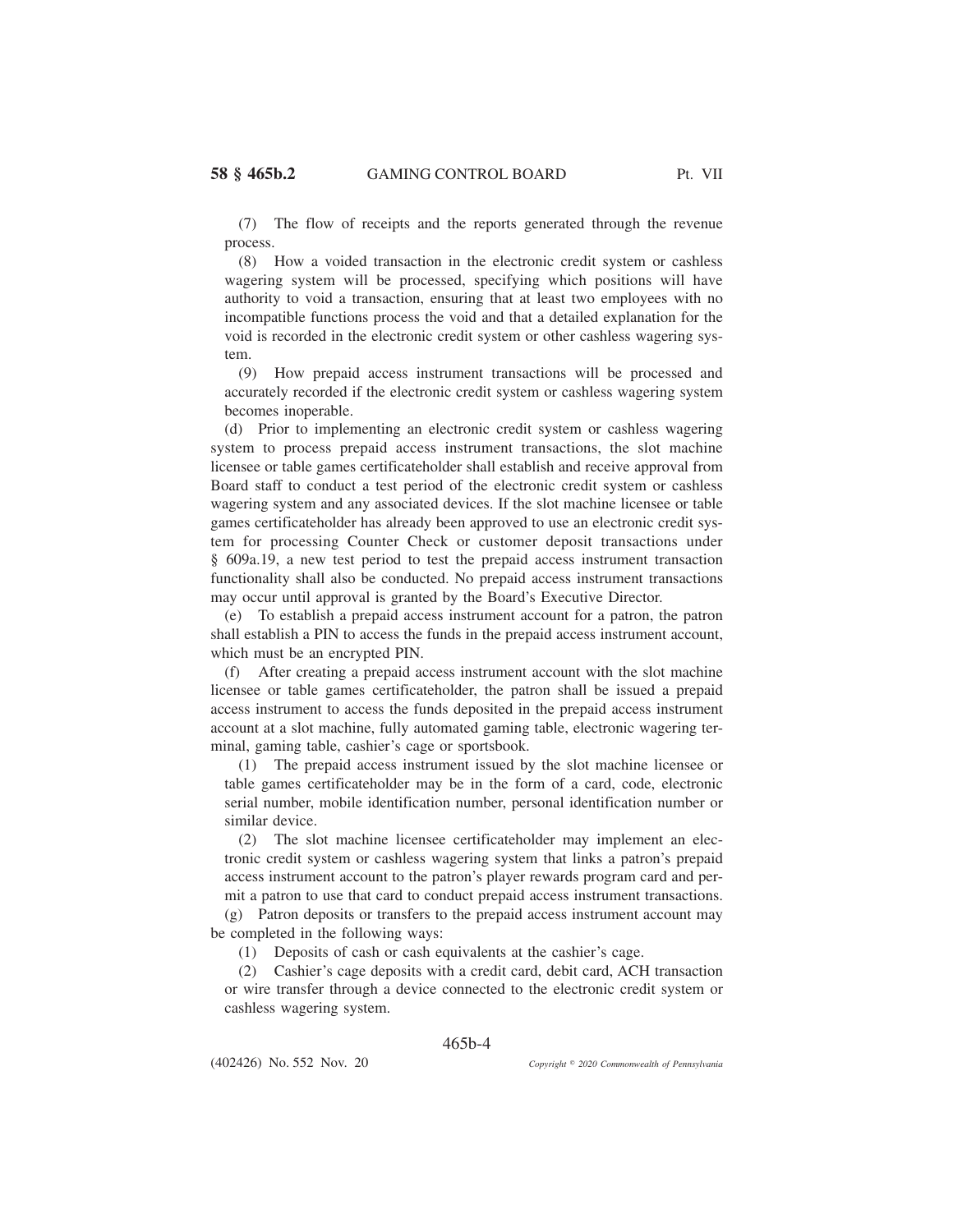(7) The flow of receipts and the reports generated through the revenue process.

(8) How a voided transaction in the electronic credit system or cashless wagering system will be processed, specifying which positions will have authority to void a transaction, ensuring that at least two employees with no incompatible functions process the void and that a detailed explanation for the void is recorded in the electronic credit system or other cashless wagering system.

(9) How prepaid access instrument transactions will be processed and accurately recorded if the electronic credit system or cashless wagering system becomes inoperable.

(d) Prior to implementing an electronic credit system or cashless wagering system to process prepaid access instrument transactions, the slot machine licensee or table games certificateholder shall establish and receive approval from Board staff to conduct a test period of the electronic credit system or cashless wagering system and any associated devices. If the slot machine licensee or table games certificateholder has already been approved to use an electronic credit system for processing Counter Check or customer deposit transactions under § 609a.19, a new test period to test the prepaid access instrument transaction functionality shall also be conducted. No prepaid access instrument transactions may occur until approval is granted by the Board's Executive Director.

(e) To establish a prepaid access instrument account for a patron, the patron shall establish a PIN to access the funds in the prepaid access instrument account, which must be an encrypted PIN.

(f) After creating a prepaid access instrument account with the slot machine licensee or table games certificateholder, the patron shall be issued a prepaid access instrument to access the funds deposited in the prepaid access instrument account at a slot machine, fully automated gaming table, electronic wagering terminal, gaming table, cashier's cage or sportsbook.

(1) The prepaid access instrument issued by the slot machine licensee or table games certificateholder may be in the form of a card, code, electronic serial number, mobile identification number, personal identification number or similar device.

(2) The slot machine licensee certificateholder may implement an electronic credit system or cashless wagering system that links a patron's prepaid access instrument account to the patron's player rewards program card and permit a patron to use that card to conduct prepaid access instrument transactions.

(g) Patron deposits or transfers to the prepaid access instrument account may be completed in the following ways:

(1) Deposits of cash or cash equivalents at the cashier's cage.

(2) Cashier's cage deposits with a credit card, debit card, ACH transaction or wire transfer through a device connected to the electronic credit system or cashless wagering system.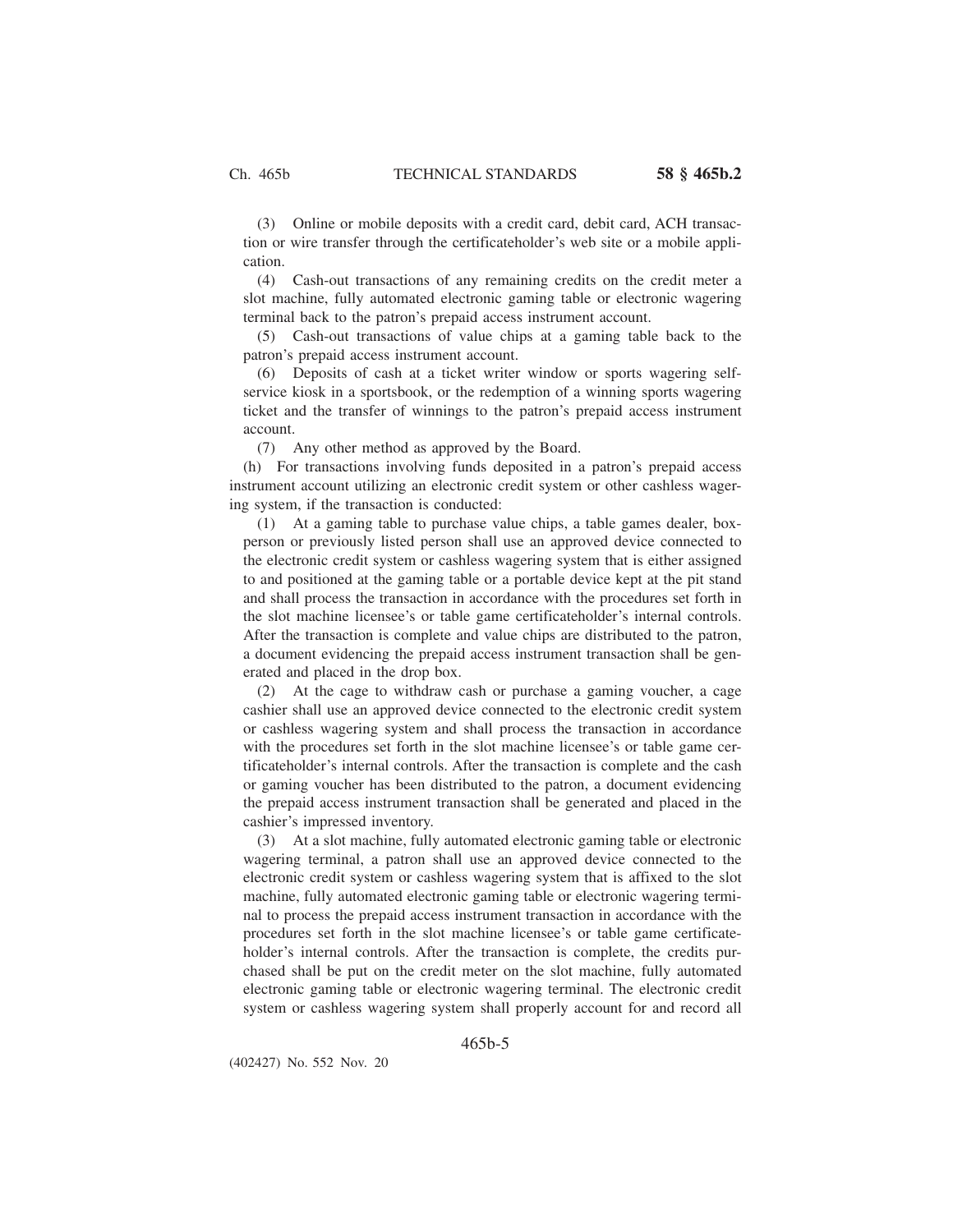(3) Online or mobile deposits with a credit card, debit card, ACH transaction or wire transfer through the certificateholder's web site or a mobile application.

(4) Cash-out transactions of any remaining credits on the credit meter a slot machine, fully automated electronic gaming table or electronic wagering terminal back to the patron's prepaid access instrument account.

(5) Cash-out transactions of value chips at a gaming table back to the patron's prepaid access instrument account.

(6) Deposits of cash at a ticket writer window or sports wagering self-service kiosk in a sportsbook, or the redemption of a winning sports wagering ticket and the transfer of winnings to the patron's prepaid access instrument account.

(7) Any other method as approved by the Board.

(h) For transactions involving funds deposited in a patron's prepaid access instrument account utilizing an electronic credit system or other cashless wagering system, if the transaction is conducted:

(1) At a gaming table to purchase value chips, a table games dealer, boxperson or previously listed person shall use an approved device connected to the electronic credit system or cashless wagering system that is either assigned to and positioned at the gaming table or a portable device kept at the pit stand and shall process the transaction in accordance with the procedures set forth in the slot machine licensee's or table game certificateholder's internal controls. After the transaction is complete and value chips are distributed to the patron, a document evidencing the prepaid access instrument transaction shall be generated and placed in the drop box.

(2) At the cage to withdraw cash or purchase a gaming voucher, a cage cashier shall use an approved device connected to the electronic credit system or cashless wagering system and shall process the transaction in accordance with the procedures set forth in the slot machine licensee's or table game certificateholder's internal controls. After the transaction is complete and the cash or gaming voucher has been distributed to the patron, a document evidencing the prepaid access instrument transaction shall be generated and placed in the cashier's impressed inventory.

(3) At a slot machine, fully automated electronic gaming table or electronic wagering terminal, a patron shall use an approved device connected to the electronic credit system or cashless wagering system that is affixed to the slot machine, fully automated electronic gaming table or electronic wagering terminal to process the prepaid access instrument transaction in accordance with the procedures set forth in the slot machine licensee's or table game certificateholder's internal controls. After the transaction is complete, the credits purchased shall be put on the credit meter on the slot machine, fully automated electronic gaming table or electronic wagering terminal. The electronic credit system or cashless wagering system shall properly account for and record all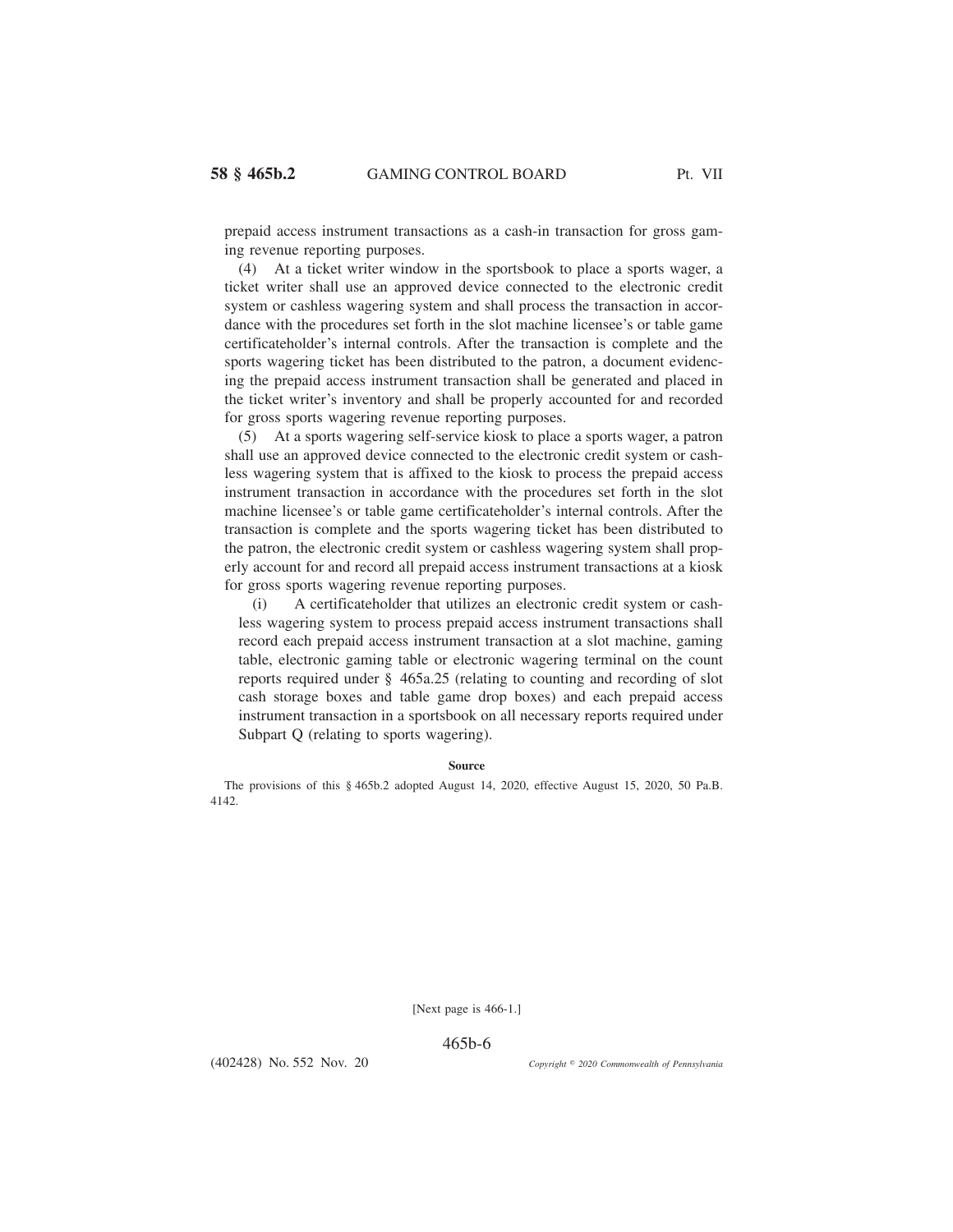prepaid access instrument transactions as a cash-in transaction for gross gaming revenue reporting purposes.

(4) At a ticket writer window in the sportsbook to place a sports wager, a ticket writer shall use an approved device connected to the electronic credit system or cashless wagering system and shall process the transaction in accordance with the procedures set forth in the slot machine licensee's or table game certificateholder's internal controls. After the transaction is complete and the sports wagering ticket has been distributed to the patron, a document evidencing the prepaid access instrument transaction shall be generated and placed in the ticket writer's inventory and shall be properly accounted for and recorded for gross sports wagering revenue reporting purposes.

(5) At a sports wagering self-service kiosk to place a sports wager, a patron shall use an approved device connected to the electronic credit system or cashless wagering system that is affixed to the kiosk to process the prepaid access instrument transaction in accordance with the procedures set forth in the slot machine licensee's or table game certificateholder's internal controls. After the transaction is complete and the sports wagering ticket has been distributed to the patron, the electronic credit system or cashless wagering system shall properly account for and record all prepaid access instrument transactions at a kiosk for gross sports wagering revenue reporting purposes.

(i) A certificateholder that utilizes an electronic credit system or cashless wagering system to process prepaid access instrument transactions shall record each prepaid access instrument transaction at a slot machine, gaming table, electronic gaming table or electronic wagering terminal on the count reports required under § 465a.25 (relating to counting and recording of slot cash storage boxes and table game drop boxes) and each prepaid access instrument transaction in a sportsbook on all necessary reports required under Subpart Q (relating to sports wagering).

**Source**

The provisions of this § 465b.2 adopted August 14, 2020, effective August 15, 2020, 50 Pa.B. 4142.

[Next page is 466-1.]